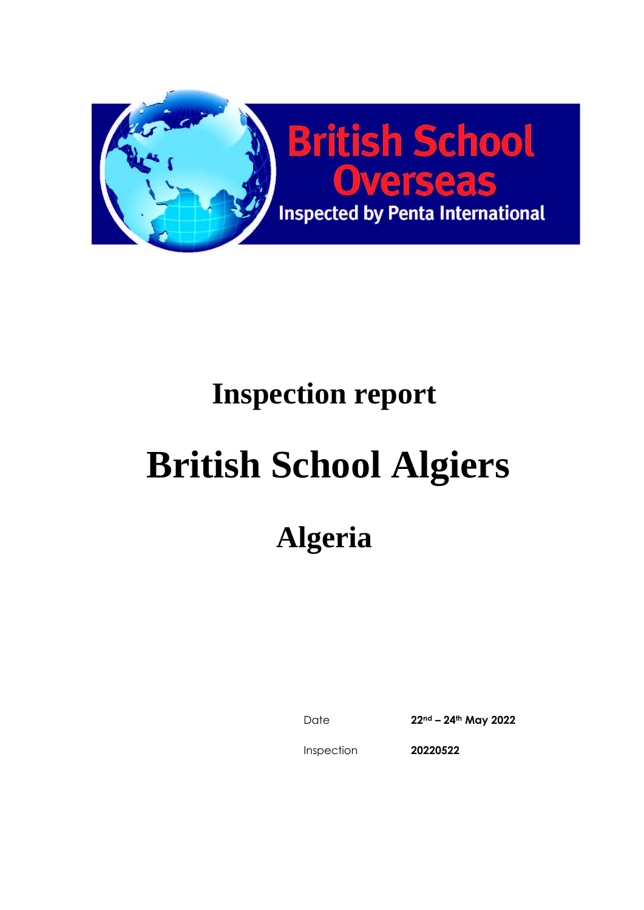British School Overseas

Inspected by Penta International

# Inspection report

# British School Algiers

## Algeria

| | |
|---|---|
| Date | **22nd – 24th May 2022** |
| Inspection | **20220522** |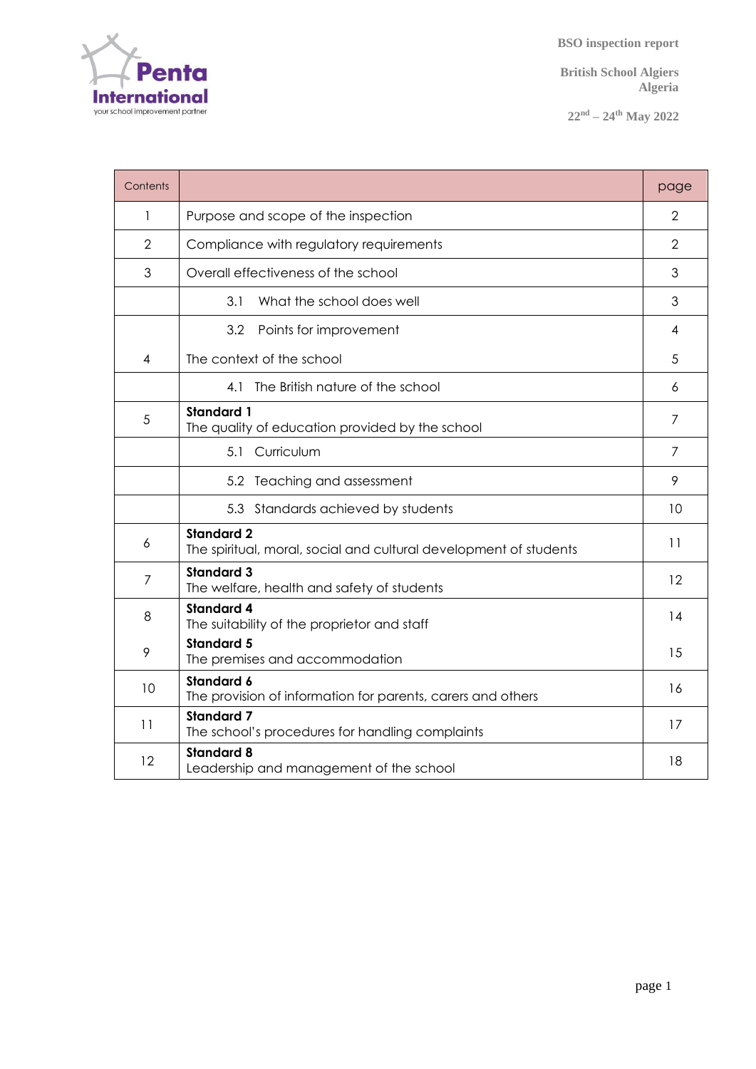| Contents | | page |
|---|---|---|
| 1 | Purpose and scope of the inspection | 2 |
| 2 | Compliance with regulatory requirements | 2 |
| 3 | Overall effectiveness of the school | 3 |
| | 3.1 What the school does well | 3 |
| | 3.2 Points for improvement | 4 |
| 4 | The context of the school | 5 |
| | 4.1 The British nature of the school | 6 |
| 5 | **Standard 1** The quality of education provided by the school | 7 |
| | 5.1 Curriculum | 7 |
| | 5.2 Teaching and assessment | 9 |
| | 5.3 Standards achieved by students | 10 |
| 6 | **Standard 2** The spiritual, moral, social and cultural development of students | 11 |
| 7 | **Standard 3** The welfare, health and safety of students | 12 |
| 8 | **Standard 4** The suitability of the proprietor and staff | 14 |
| 9 | **Standard 5** The premises and accommodation | 15 |
| 10 | **Standard 6** The provision of information for parents, carers and others | 16 |
| 11 | **Standard 7** The school's procedures for handling complaints | 17 |
| 12 | **Standard 8** Leadership and management of the school | 18 |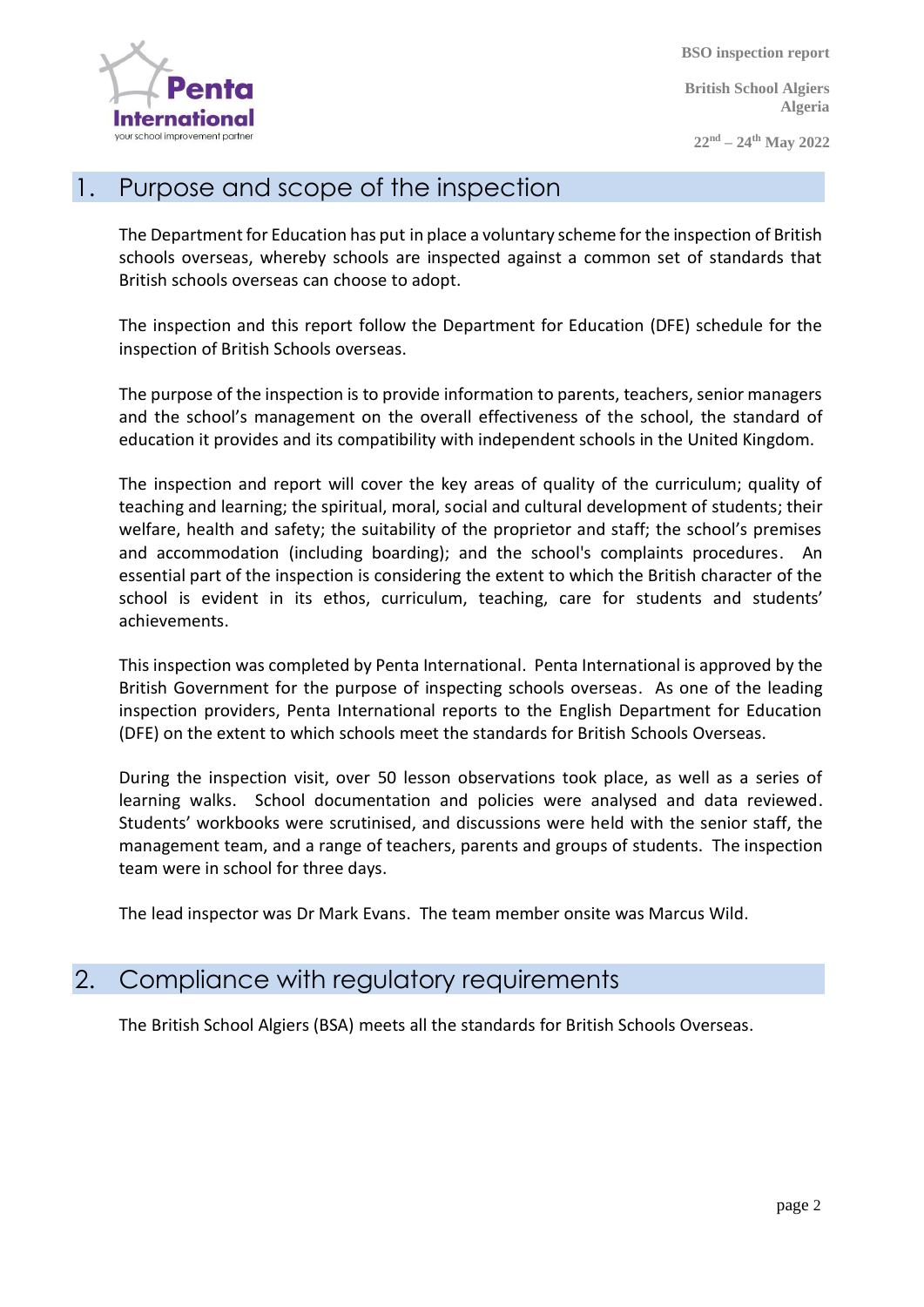## 1. Purpose and scope of the inspection

The Department for Education has put in place a voluntary scheme for the inspection of British schools overseas, whereby schools are inspected against a common set of standards that British schools overseas can choose to adopt.

The inspection and this report follow the Department for Education (DFE) schedule for the inspection of British Schools overseas.

The purpose of the inspection is to provide information to parents, teachers, senior managers and the school's management on the overall effectiveness of the school, the standard of education it provides and its compatibility with independent schools in the United Kingdom.

The inspection and report will cover the key areas of quality of the curriculum; quality of teaching and learning; the spiritual, moral, social and cultural development of students; their welfare, health and safety; the suitability of the proprietor and staff; the school's premises and accommodation (including boarding); and the school's complaints procedures. An essential part of the inspection is considering the extent to which the British character of the school is evident in its ethos, curriculum, teaching, care for students and students' achievements.

This inspection was completed by Penta International. Penta International is approved by the British Government for the purpose of inspecting schools overseas. As one of the leading inspection providers, Penta International reports to the English Department for Education (DFE) on the extent to which schools meet the standards for British Schools Overseas.

During the inspection visit, over 50 lesson observations took place, as well as a series of learning walks. School documentation and policies were analysed and data reviewed. Students' workbooks were scrutinised, and discussions were held with the senior staff, the management team, and a range of teachers, parents and groups of students. The inspection team were in school for three days.

The lead inspector was Dr Mark Evans. The team member onsite was Marcus Wild.

## 2. Compliance with regulatory requirements

The British School Algiers (BSA) meets all the standards for British Schools Overseas.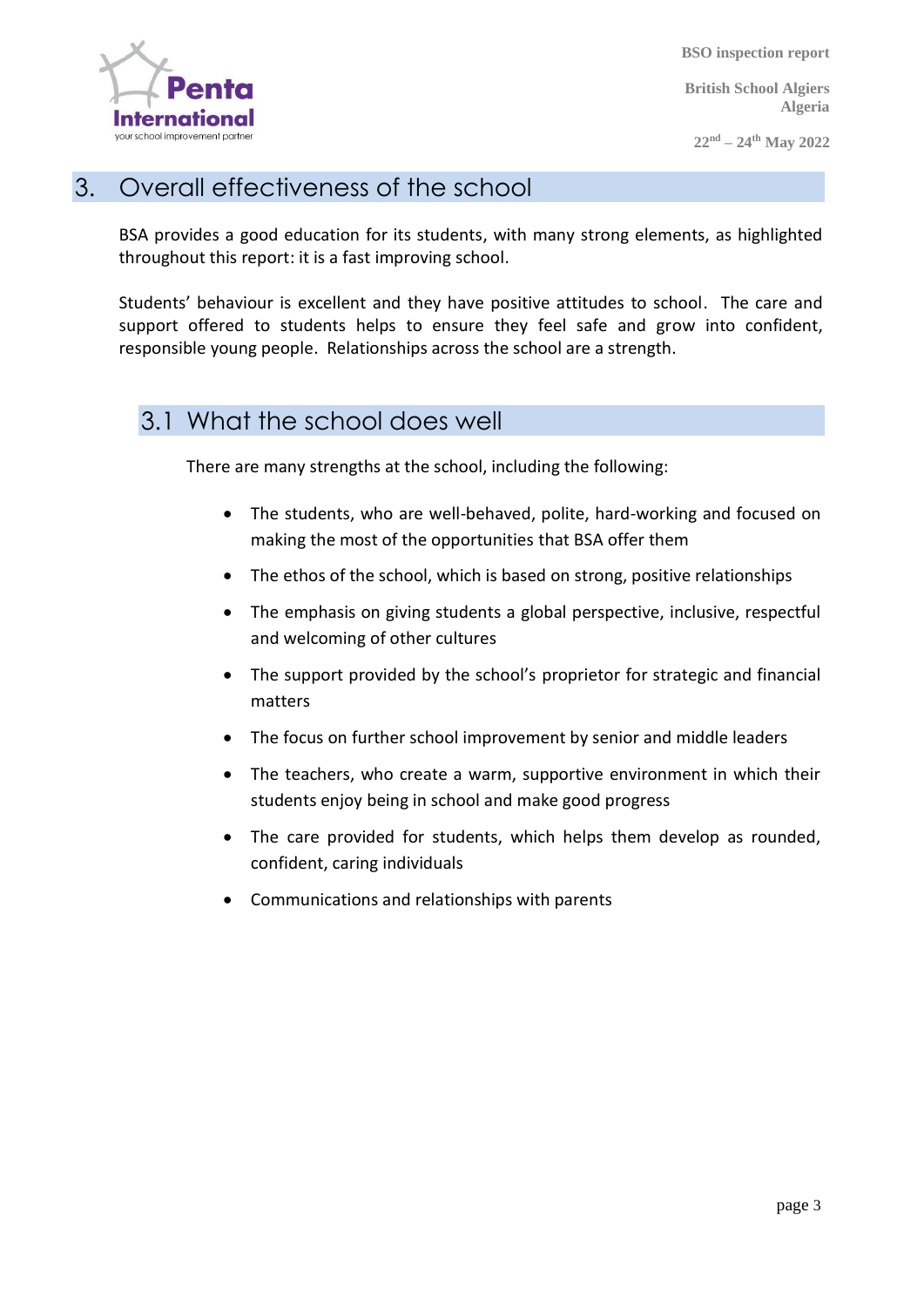# 3. Overall effectiveness of the school

BSA provides a good education for its students, with many strong elements, as highlighted throughout this report: it is a fast improving school.

Students' behaviour is excellent and they have positive attitudes to school. The care and support offered to students helps to ensure they feel safe and grow into confident, responsible young people. Relationships across the school are a strength.

## 3.1 What the school does well

There are many strengths at the school, including the following:

- The students, who are well-behaved, polite, hard-working and focused on making the most of the opportunities that BSA offer them
- The ethos of the school, which is based on strong, positive relationships
- The emphasis on giving students a global perspective, inclusive, respectful and welcoming of other cultures
- The support provided by the school's proprietor for strategic and financial matters
- The focus on further school improvement by senior and middle leaders
- The teachers, who create a warm, supportive environment in which their students enjoy being in school and make good progress
- The care provided for students, which helps them develop as rounded, confident, caring individuals
- Communications and relationships with parents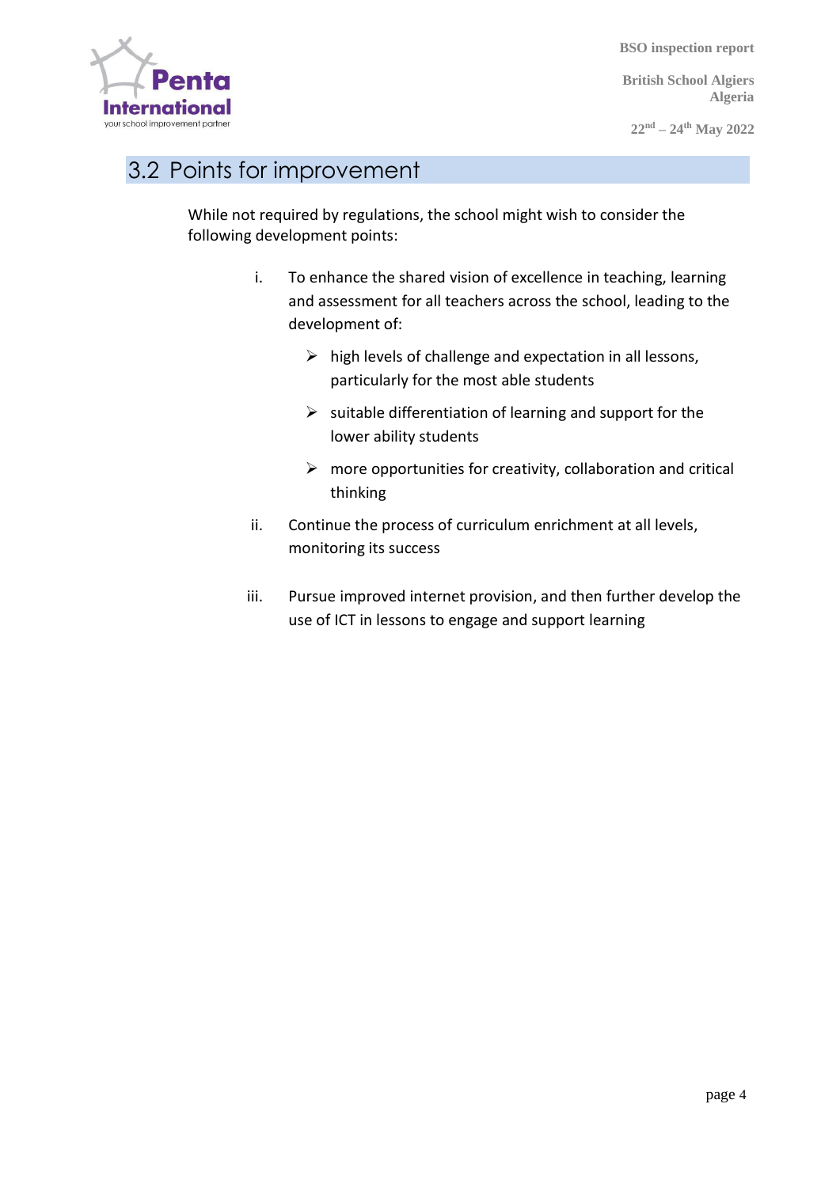## 3.2 Points for improvement

While not required by regulations, the school might wish to consider the following development points:

i. To enhance the shared vision of excellence in teaching, learning and assessment for all teachers across the school, leading to the development of:

   - high levels of challenge and expectation in all lessons, particularly for the most able students
   - suitable differentiation of learning and support for the lower ability students
   - more opportunities for creativity, collaboration and critical thinking

ii. Continue the process of curriculum enrichment at all levels, monitoring its success

iii. Pursue improved internet provision, and then further develop the use of ICT in lessons to engage and support learning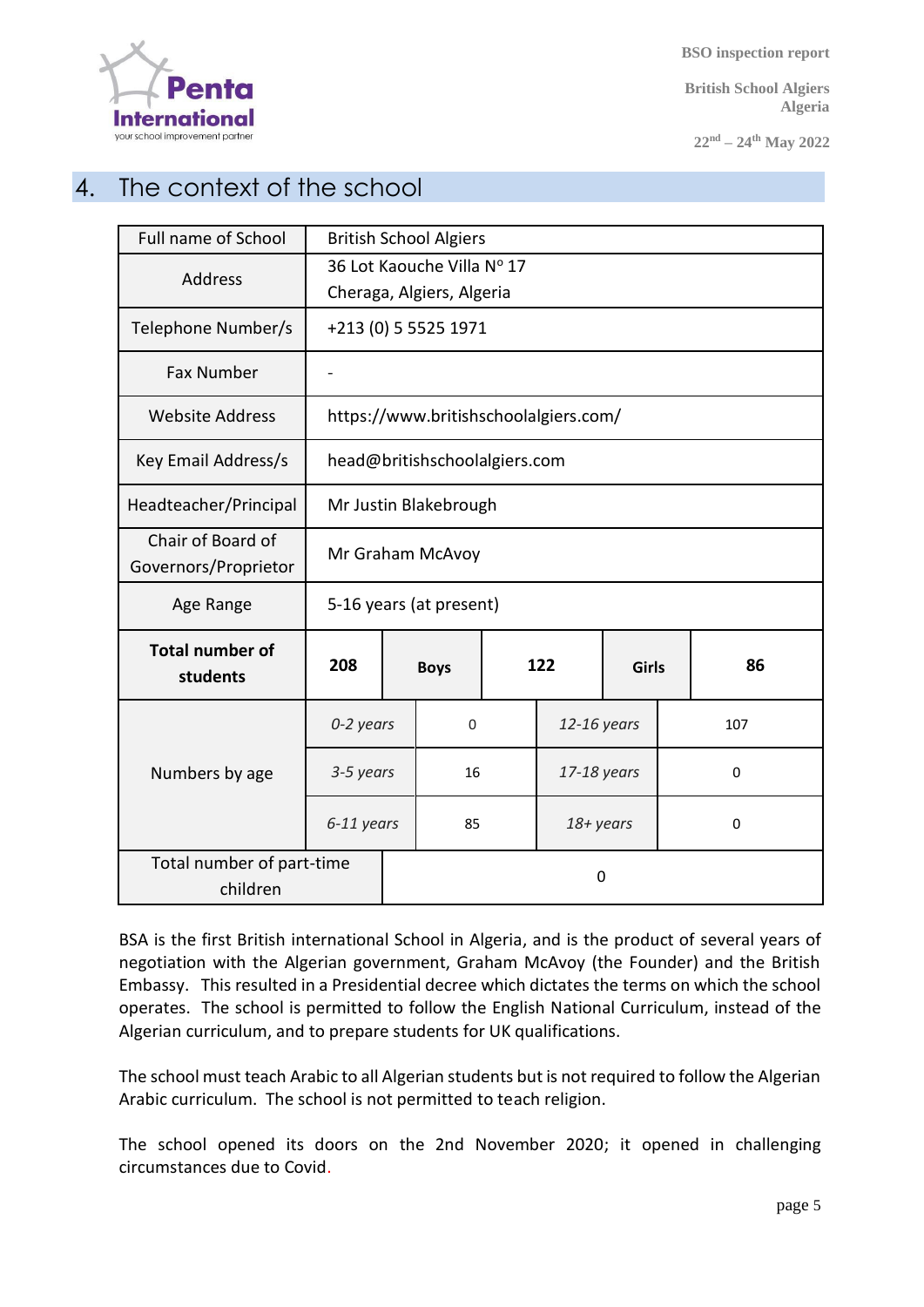## 4. The context of the school

| Full name of School | British School Algiers | | | | |
|---|---|---|---|---|---|
| Address | 36 Lot Kaouche Villa Nº 17<br>Cheraga, Algiers, Algeria | | | | |
| Telephone Number/s | +213 (0) 5 5525 1971 | | | | |
| Fax Number | - | | | | |
| Website Address | https://www.britishschoolalgiers.com/ | | | | |
| Key Email Address/s | head@britishschoolalgiers.com | | | | |
| Headteacher/Principal | Mr Justin Blakebrough | | | | |
| Chair of Board of Governors/Proprietor | Mr Graham McAvoy | | | | |
| Age Range | 5-16 years (at present) | | | | |
| **Total number of students** | **208** | **Boys** | **122** | **Girls** | **86** |
| Numbers by age | *0-2 years* | 0 | *12-16 years* | 107 | |
| | *3-5 years* | 16 | *17-18 years* | 0 | |
| | *6-11 years* | 85 | *18+ years* | 0 | |
| Total number of part-time children | 0 | | | | |

BSA is the first British international School in Algeria, and is the product of several years of negotiation with the Algerian government, Graham McAvoy (the Founder) and the British Embassy. This resulted in a Presidential decree which dictates the terms on which the school operates. The school is permitted to follow the English National Curriculum, instead of the Algerian curriculum, and to prepare students for UK qualifications.

The school must teach Arabic to all Algerian students but is not required to follow the Algerian Arabic curriculum. The school is not permitted to teach religion.

The school opened its doors on the 2nd November 2020; it opened in challenging circumstances due to Covid.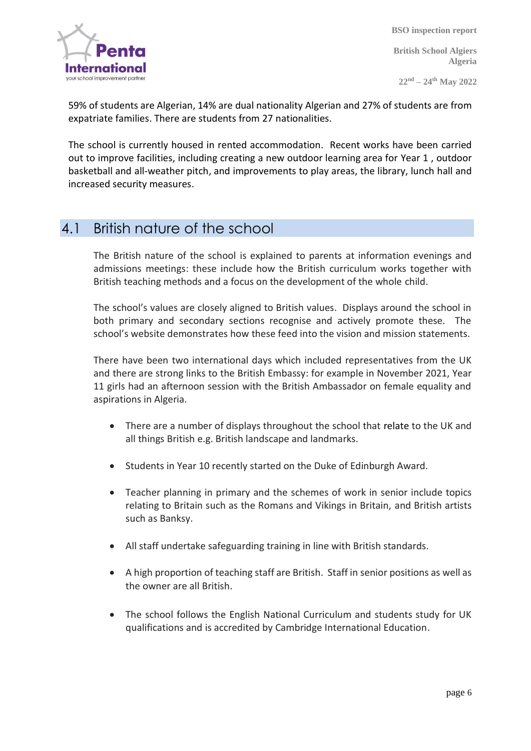59% of students are Algerian, 14% are dual nationality Algerian and 27% of students are from expatriate families. There are students from 27 nationalities.

The school is currently housed in rented accommodation. Recent works have been carried out to improve facilities, including creating a new outdoor learning area for Year 1 , outdoor basketball and all-weather pitch, and improvements to play areas, the library, lunch hall and increased security measures.

## 4.1 British nature of the school

The British nature of the school is explained to parents at information evenings and admissions meetings: these include how the British curriculum works together with British teaching methods and a focus on the development of the whole child.

The school's values are closely aligned to British values. Displays around the school in both primary and secondary sections recognise and actively promote these. The school's website demonstrates how these feed into the vision and mission statements.

There have been two international days which included representatives from the UK and there are strong links to the British Embassy: for example in November 2021, Year 11 girls had an afternoon session with the British Ambassador on female equality and aspirations in Algeria.

- There are a number of displays throughout the school that relate to the UK and all things British e.g. British landscape and landmarks.
- Students in Year 10 recently started on the Duke of Edinburgh Award.
- Teacher planning in primary and the schemes of work in senior include topics relating to Britain such as the Romans and Vikings in Britain, and British artists such as Banksy.
- All staff undertake safeguarding training in line with British standards.
- A high proportion of teaching staff are British. Staff in senior positions as well as the owner are all British.
- The school follows the English National Curriculum and students study for UK qualifications and is accredited by Cambridge International Education.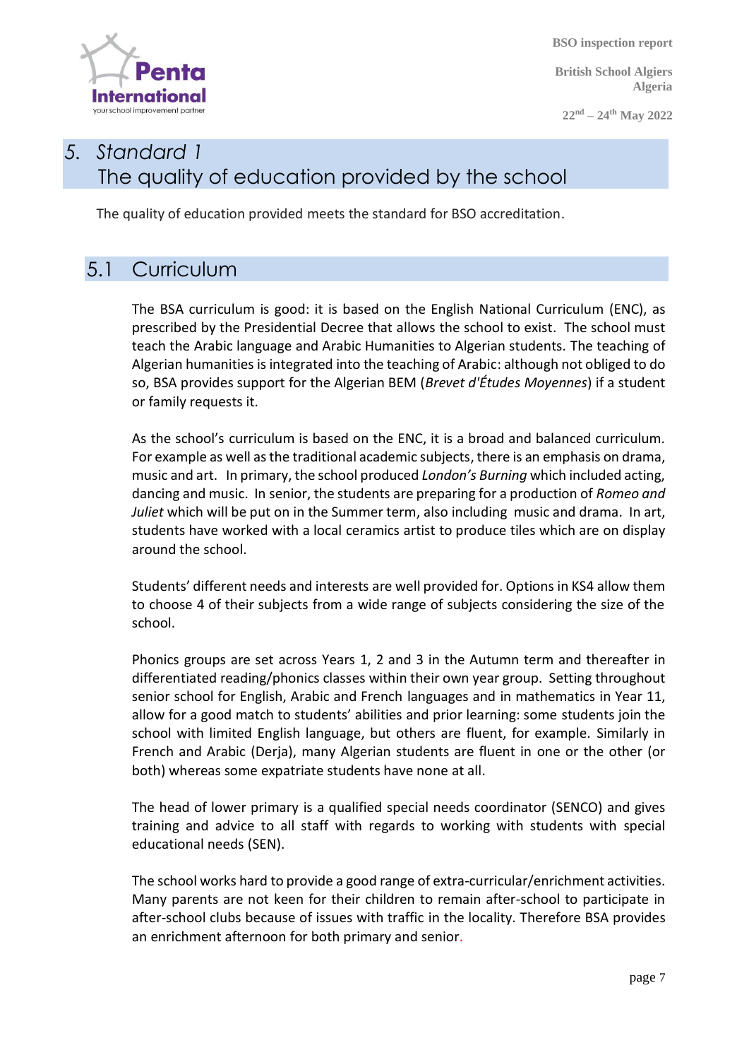# 5. *Standard 1*
# The quality of education provided by the school

The quality of education provided meets the standard for BSO accreditation.

## 5.1 Curriculum

The BSA curriculum is good: it is based on the English National Curriculum (ENC), as prescribed by the Presidential Decree that allows the school to exist. The school must teach the Arabic language and Arabic Humanities to Algerian students. The teaching of Algerian humanities is integrated into the teaching of Arabic: although not obliged to do so, BSA provides support for the Algerian BEM (*Brevet d'Études Moyennes*) if a student or family requests it.

As the school's curriculum is based on the ENC, it is a broad and balanced curriculum. For example as well as the traditional academic subjects, there is an emphasis on drama, music and art. In primary, the school produced *London's Burning* which included acting, dancing and music. In senior, the students are preparing for a production of *Romeo and Juliet* which will be put on in the Summer term, also including music and drama. In art, students have worked with a local ceramics artist to produce tiles which are on display around the school.

Students' different needs and interests are well provided for. Options in KS4 allow them to choose 4 of their subjects from a wide range of subjects considering the size of the school.

Phonics groups are set across Years 1, 2 and 3 in the Autumn term and thereafter in differentiated reading/phonics classes within their own year group. Setting throughout senior school for English, Arabic and French languages and in mathematics in Year 11, allow for a good match to students' abilities and prior learning: some students join the school with limited English language, but others are fluent, for example. Similarly in French and Arabic (Derja), many Algerian students are fluent in one or the other (or both) whereas some expatriate students have none at all.

The head of lower primary is a qualified special needs coordinator (SENCO) and gives training and advice to all staff with regards to working with students with special educational needs (SEN).

The school works hard to provide a good range of extra-curricular/enrichment activities. Many parents are not keen for their children to remain after-school to participate in after-school clubs because of issues with traffic in the locality. Therefore BSA provides an enrichment afternoon for both primary and senior.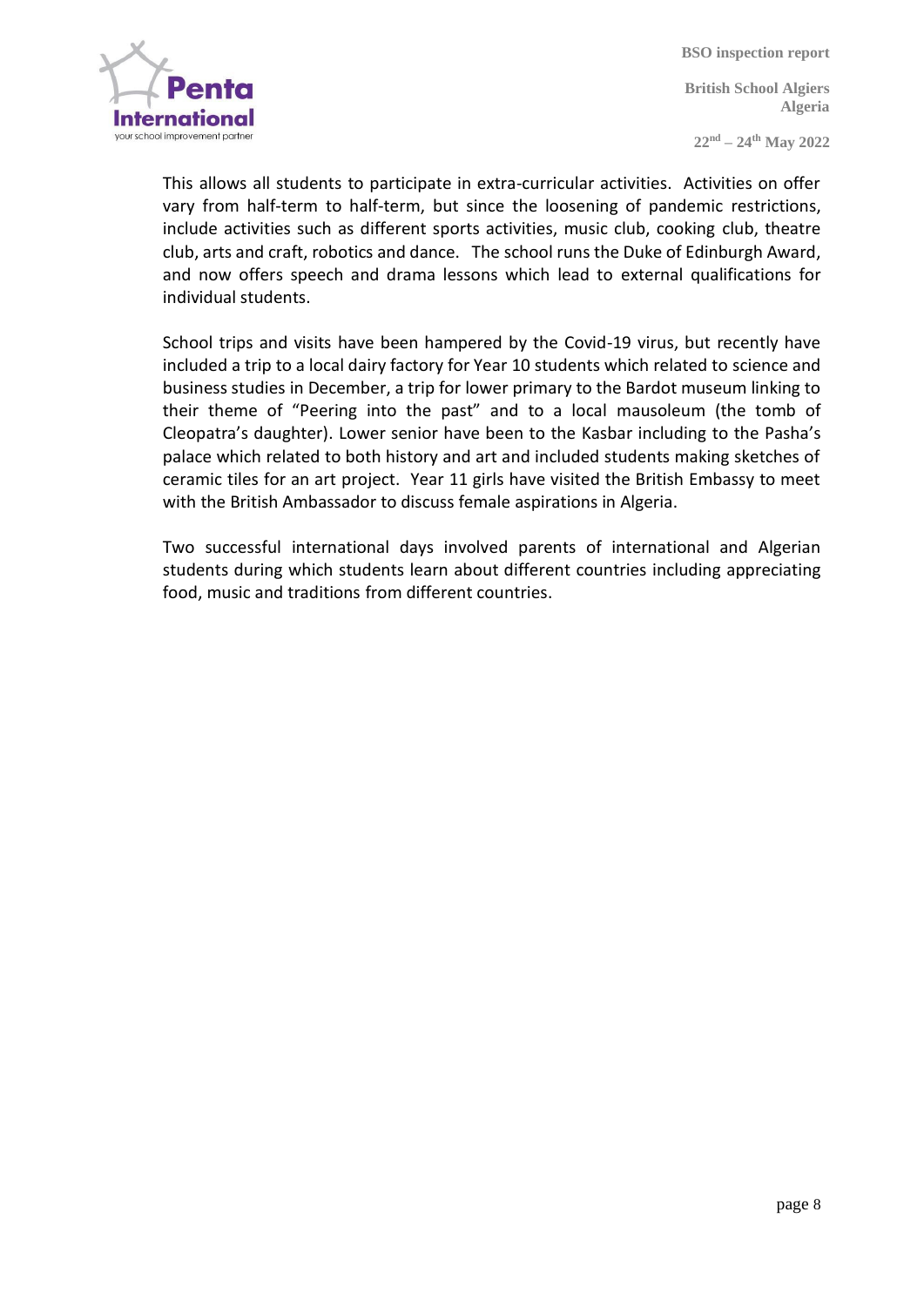This allows all students to participate in extra-curricular activities. Activities on offer vary from half-term to half-term, but since the loosening of pandemic restrictions, include activities such as different sports activities, music club, cooking club, theatre club, arts and craft, robotics and dance. The school runs the Duke of Edinburgh Award, and now offers speech and drama lessons which lead to external qualifications for individual students.

School trips and visits have been hampered by the Covid-19 virus, but recently have included a trip to a local dairy factory for Year 10 students which related to science and business studies in December, a trip for lower primary to the Bardot museum linking to their theme of "Peering into the past" and to a local mausoleum (the tomb of Cleopatra's daughter). Lower senior have been to the Kasbar including to the Pasha's palace which related to both history and art and included students making sketches of ceramic tiles for an art project. Year 11 girls have visited the British Embassy to meet with the British Ambassador to discuss female aspirations in Algeria.

Two successful international days involved parents of international and Algerian students during which students learn about different countries including appreciating food, music and traditions from different countries.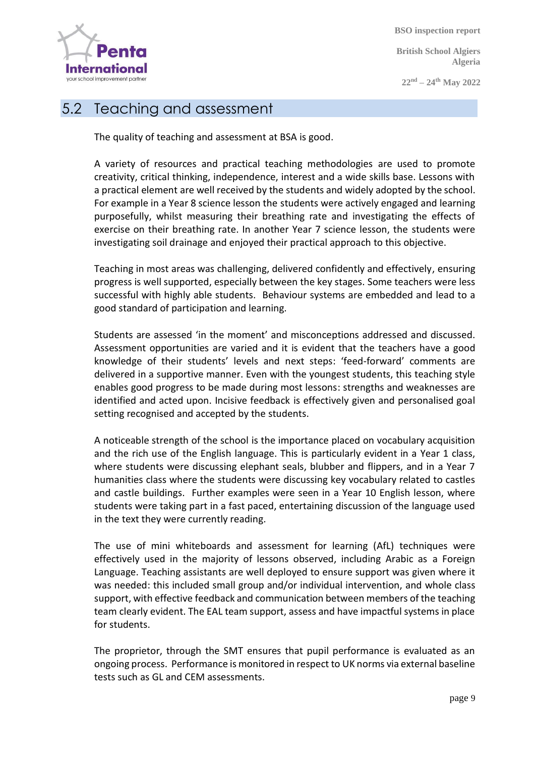## 5.2 Teaching and assessment

The quality of teaching and assessment at BSA is good.

A variety of resources and practical teaching methodologies are used to promote creativity, critical thinking, independence, interest and a wide skills base. Lessons with a practical element are well received by the students and widely adopted by the school. For example in a Year 8 science lesson the students were actively engaged and learning purposefully, whilst measuring their breathing rate and investigating the effects of exercise on their breathing rate. In another Year 7 science lesson, the students were investigating soil drainage and enjoyed their practical approach to this objective.

Teaching in most areas was challenging, delivered confidently and effectively, ensuring progress is well supported, especially between the key stages. Some teachers were less successful with highly able students. Behaviour systems are embedded and lead to a good standard of participation and learning.

Students are assessed 'in the moment' and misconceptions addressed and discussed. Assessment opportunities are varied and it is evident that the teachers have a good knowledge of their students' levels and next steps: 'feed-forward' comments are delivered in a supportive manner. Even with the youngest students, this teaching style enables good progress to be made during most lessons: strengths and weaknesses are identified and acted upon. Incisive feedback is effectively given and personalised goal setting recognised and accepted by the students.

A noticeable strength of the school is the importance placed on vocabulary acquisition and the rich use of the English language. This is particularly evident in a Year 1 class, where students were discussing elephant seals, blubber and flippers, and in a Year 7 humanities class where the students were discussing key vocabulary related to castles and castle buildings. Further examples were seen in a Year 10 English lesson, where students were taking part in a fast paced, entertaining discussion of the language used in the text they were currently reading.

The use of mini whiteboards and assessment for learning (AfL) techniques were effectively used in the majority of lessons observed, including Arabic as a Foreign Language. Teaching assistants are well deployed to ensure support was given where it was needed: this included small group and/or individual intervention, and whole class support, with effective feedback and communication between members of the teaching team clearly evident. The EAL team support, assess and have impactful systems in place for students.

The proprietor, through the SMT ensures that pupil performance is evaluated as an ongoing process. Performance is monitored in respect to UK norms via external baseline tests such as GL and CEM assessments.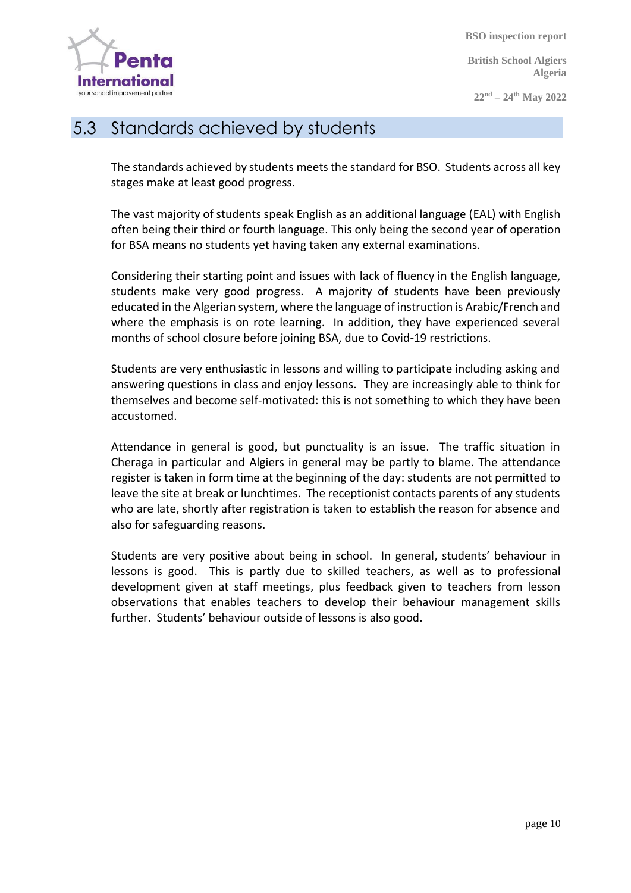## 5.3 Standards achieved by students

The standards achieved by students meets the standard for BSO. Students across all key stages make at least good progress.

The vast majority of students speak English as an additional language (EAL) with English often being their third or fourth language. This only being the second year of operation for BSA means no students yet having taken any external examinations.

Considering their starting point and issues with lack of fluency in the English language, students make very good progress. A majority of students have been previously educated in the Algerian system, where the language of instruction is Arabic/French and where the emphasis is on rote learning. In addition, they have experienced several months of school closure before joining BSA, due to Covid-19 restrictions.

Students are very enthusiastic in lessons and willing to participate including asking and answering questions in class and enjoy lessons. They are increasingly able to think for themselves and become self-motivated: this is not something to which they have been accustomed.

Attendance in general is good, but punctuality is an issue. The traffic situation in Cheraga in particular and Algiers in general may be partly to blame. The attendance register is taken in form time at the beginning of the day: students are not permitted to leave the site at break or lunchtimes. The receptionist contacts parents of any students who are late, shortly after registration is taken to establish the reason for absence and also for safeguarding reasons.

Students are very positive about being in school. In general, students' behaviour in lessons is good. This is partly due to skilled teachers, as well as to professional development given at staff meetings, plus feedback given to teachers from lesson observations that enables teachers to develop their behaviour management skills further. Students' behaviour outside of lessons is also good.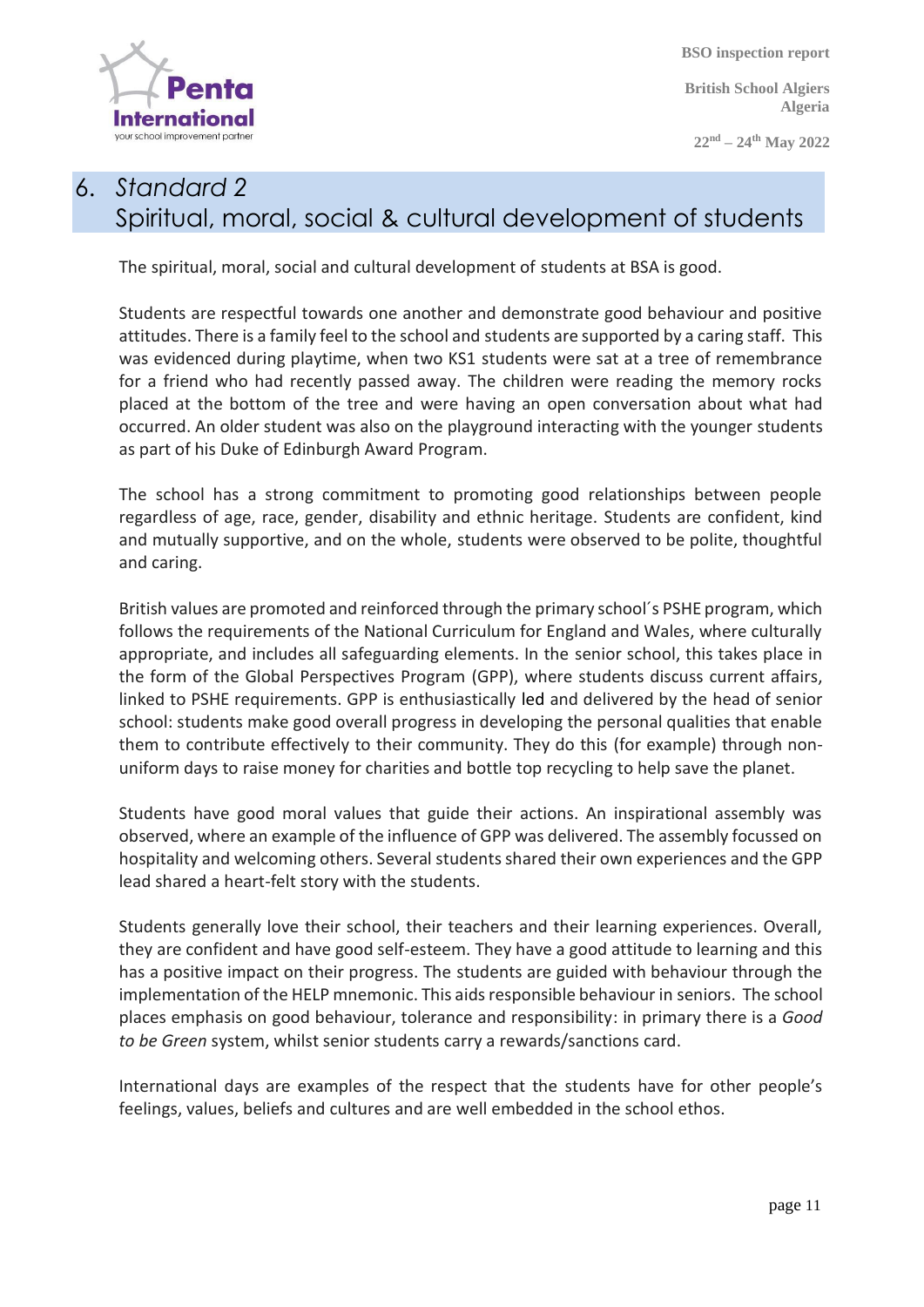# 6. *Standard 2*
# Spiritual, moral, social & cultural development of students

The spiritual, moral, social and cultural development of students at BSA is good.

Students are respectful towards one another and demonstrate good behaviour and positive attitudes. There is a family feel to the school and students are supported by a caring staff. This was evidenced during playtime, when two KS1 students were sat at a tree of remembrance for a friend who had recently passed away. The children were reading the memory rocks placed at the bottom of the tree and were having an open conversation about what had occurred. An older student was also on the playground interacting with the younger students as part of his Duke of Edinburgh Award Program.

The school has a strong commitment to promoting good relationships between people regardless of age, race, gender, disability and ethnic heritage. Students are confident, kind and mutually supportive, and on the whole, students were observed to be polite, thoughtful and caring.

British values are promoted and reinforced through the primary school´s PSHE program, which follows the requirements of the National Curriculum for England and Wales, where culturally appropriate, and includes all safeguarding elements. In the senior school, this takes place in the form of the Global Perspectives Program (GPP), where students discuss current affairs, linked to PSHE requirements. GPP is enthusiastically led and delivered by the head of senior school: students make good overall progress in developing the personal qualities that enable them to contribute effectively to their community. They do this (for example) through non-uniform days to raise money for charities and bottle top recycling to help save the planet.

Students have good moral values that guide their actions. An inspirational assembly was observed, where an example of the influence of GPP was delivered. The assembly focussed on hospitality and welcoming others. Several students shared their own experiences and the GPP lead shared a heart-felt story with the students.

Students generally love their school, their teachers and their learning experiences. Overall, they are confident and have good self-esteem. They have a good attitude to learning and this has a positive impact on their progress. The students are guided with behaviour through the implementation of the HELP mnemonic. This aids responsible behaviour in seniors. The school places emphasis on good behaviour, tolerance and responsibility: in primary there is a *Good to be Green* system, whilst senior students carry a rewards/sanctions card.

International days are examples of the respect that the students have for other people's feelings, values, beliefs and cultures and are well embedded in the school ethos.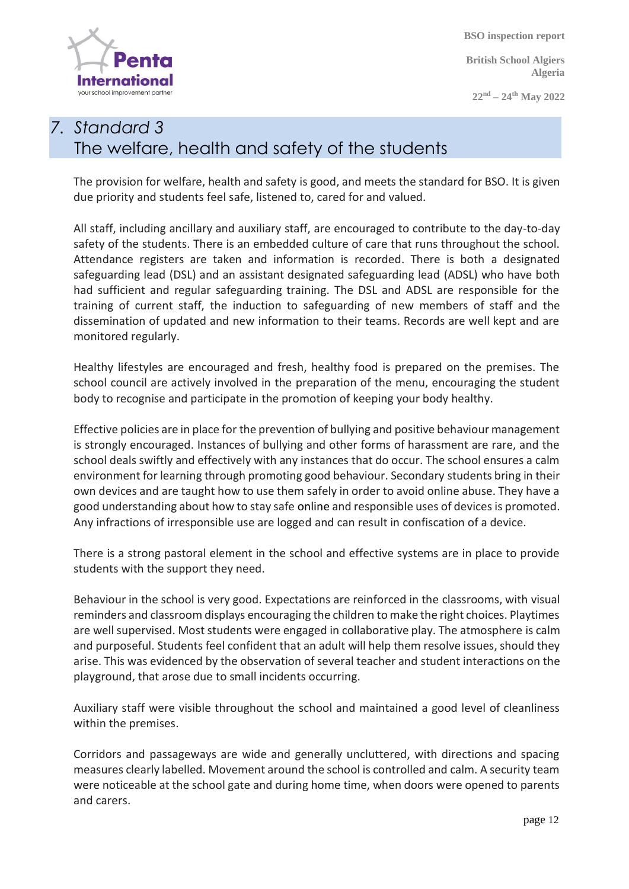## 7. Standard 3
## The welfare, health and safety of the students

The provision for welfare, health and safety is good, and meets the standard for BSO. It is given due priority and students feel safe, listened to, cared for and valued.

All staff, including ancillary and auxiliary staff, are encouraged to contribute to the day-to-day safety of the students. There is an embedded culture of care that runs throughout the school. Attendance registers are taken and information is recorded. There is both a designated safeguarding lead (DSL) and an assistant designated safeguarding lead (ADSL) who have both had sufficient and regular safeguarding training. The DSL and ADSL are responsible for the training of current staff, the induction to safeguarding of new members of staff and the dissemination of updated and new information to their teams. Records are well kept and are monitored regularly.

Healthy lifestyles are encouraged and fresh, healthy food is prepared on the premises. The school council are actively involved in the preparation of the menu, encouraging the student body to recognise and participate in the promotion of keeping your body healthy.

Effective policies are in place for the prevention of bullying and positive behaviour management is strongly encouraged. Instances of bullying and other forms of harassment are rare, and the school deals swiftly and effectively with any instances that do occur. The school ensures a calm environment for learning through promoting good behaviour. Secondary students bring in their own devices and are taught how to use them safely in order to avoid online abuse. They have a good understanding about how to stay safe online and responsible uses of devices is promoted. Any infractions of irresponsible use are logged and can result in confiscation of a device.

There is a strong pastoral element in the school and effective systems are in place to provide students with the support they need.

Behaviour in the school is very good. Expectations are reinforced in the classrooms, with visual reminders and classroom displays encouraging the children to make the right choices. Playtimes are well supervised. Most students were engaged in collaborative play. The atmosphere is calm and purposeful. Students feel confident that an adult will help them resolve issues, should they arise. This was evidenced by the observation of several teacher and student interactions on the playground, that arose due to small incidents occurring.

Auxiliary staff were visible throughout the school and maintained a good level of cleanliness within the premises.

Corridors and passageways are wide and generally uncluttered, with directions and spacing measures clearly labelled. Movement around the school is controlled and calm. A security team were noticeable at the school gate and during home time, when doors were opened to parents and carers.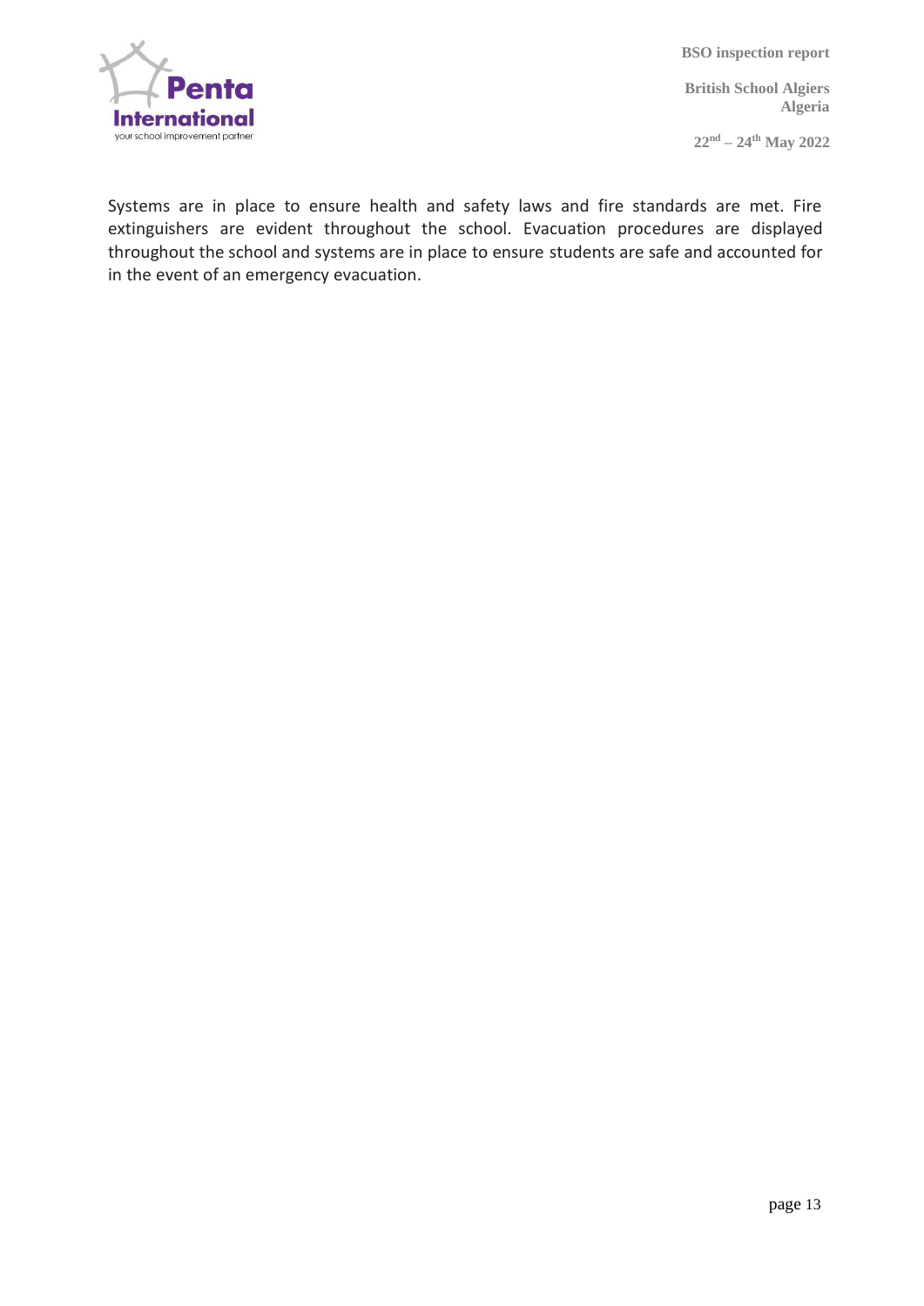Systems are in place to ensure health and safety laws and fire standards are met. Fire extinguishers are evident throughout the school. Evacuation procedures are displayed throughout the school and systems are in place to ensure students are safe and accounted for in the event of an emergency evacuation.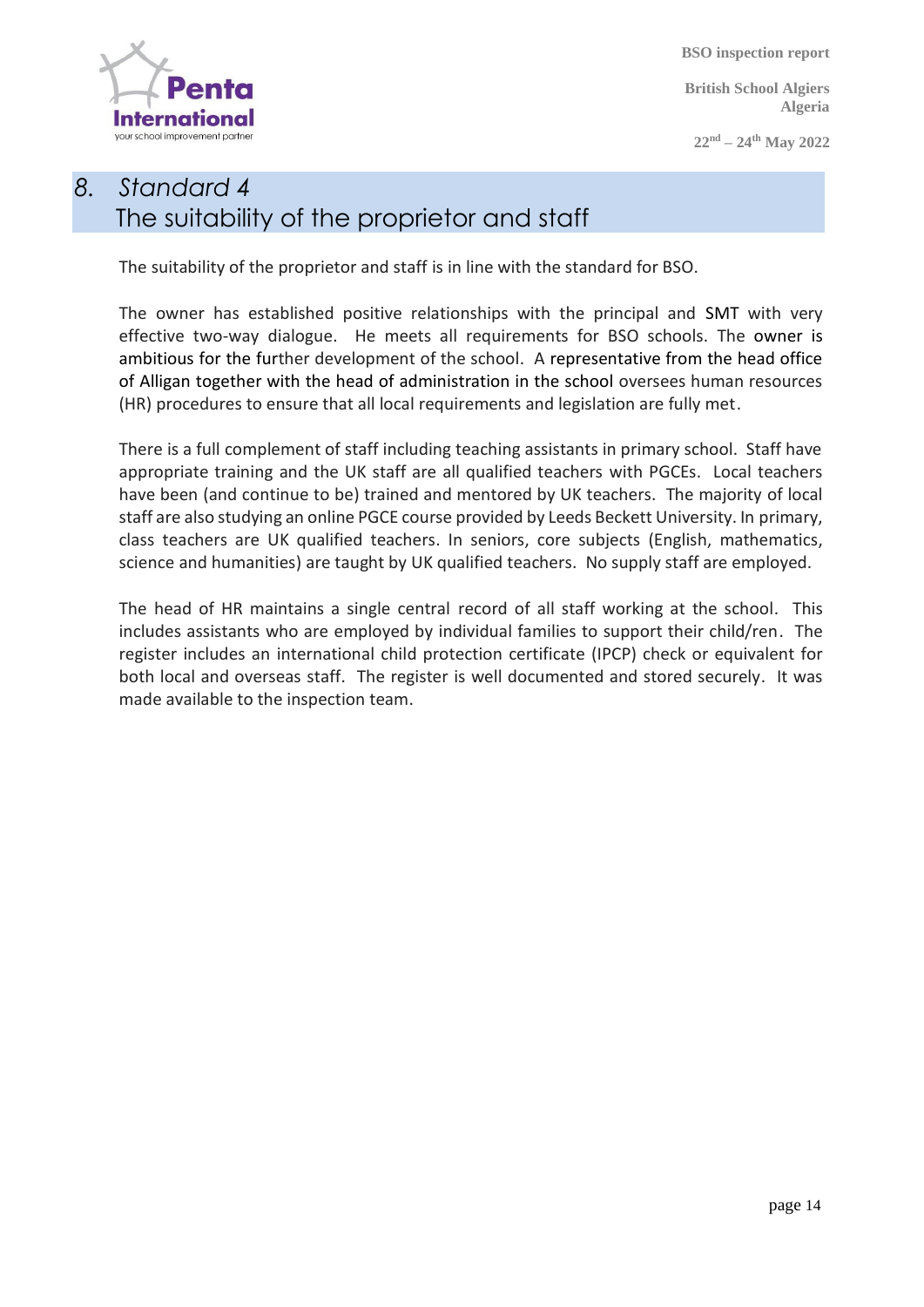## 8. Standard 4
## The suitability of the proprietor and staff

The suitability of the proprietor and staff is in line with the standard for BSO.

The owner has established positive relationships with the principal and SMT with very effective two-way dialogue. He meets all requirements for BSO schools. The owner is ambitious for the further development of the school. A representative from the head office of Alligan together with the head of administration in the school oversees human resources (HR) procedures to ensure that all local requirements and legislation are fully met.

There is a full complement of staff including teaching assistants in primary school. Staff have appropriate training and the UK staff are all qualified teachers with PGCEs. Local teachers have been (and continue to be) trained and mentored by UK teachers. The majority of local staff are also studying an online PGCE course provided by Leeds Beckett University. In primary, class teachers are UK qualified teachers. In seniors, core subjects (English, mathematics, science and humanities) are taught by UK qualified teachers. No supply staff are employed.

The head of HR maintains a single central record of all staff working at the school. This includes assistants who are employed by individual families to support their child/ren. The register includes an international child protection certificate (IPCP) check or equivalent for both local and overseas staff. The register is well documented and stored securely. It was made available to the inspection team.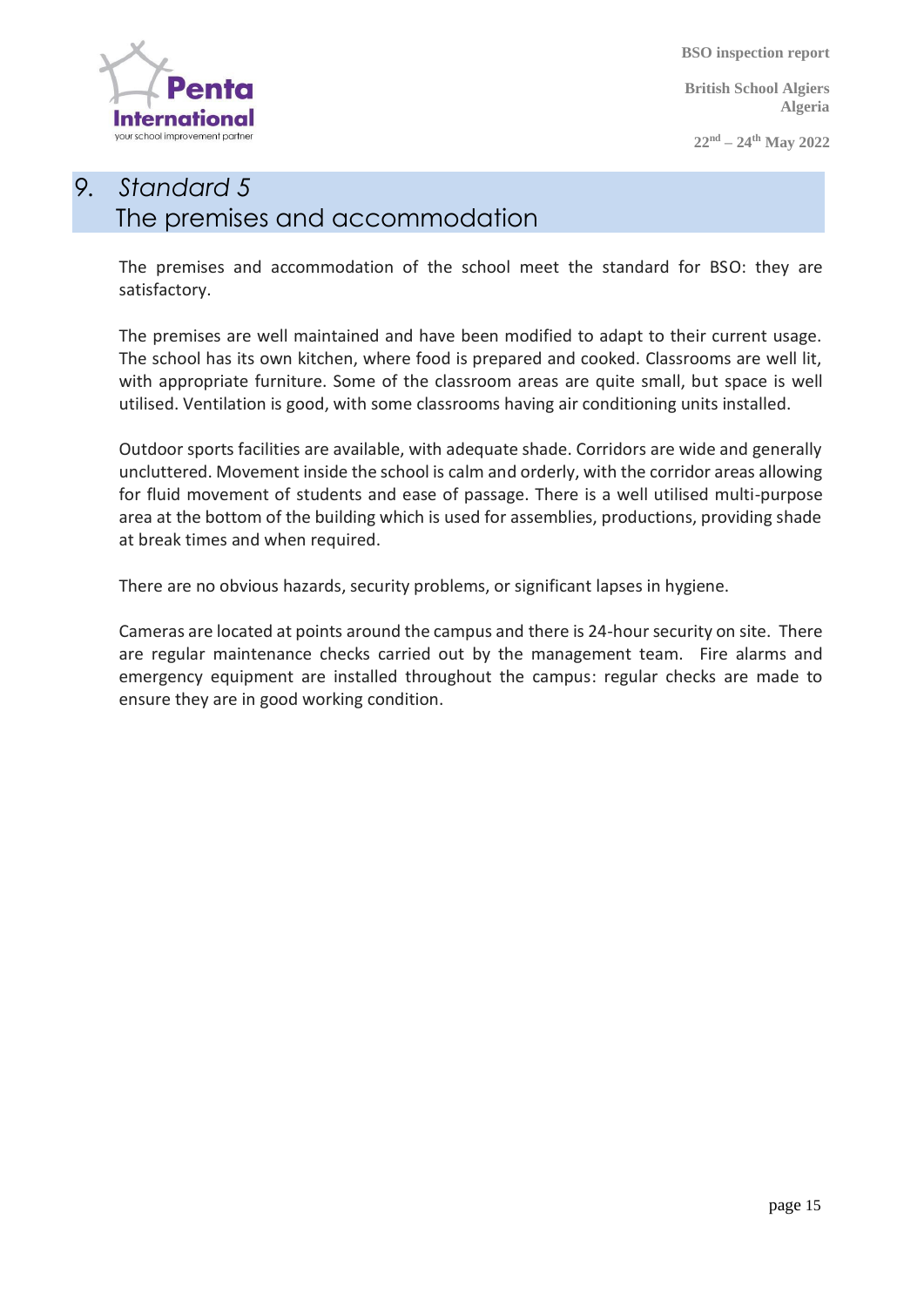## 9. *Standard 5*
## The premises and accommodation

The premises and accommodation of the school meet the standard for BSO: they are satisfactory.

The premises are well maintained and have been modified to adapt to their current usage. The school has its own kitchen, where food is prepared and cooked. Classrooms are well lit, with appropriate furniture. Some of the classroom areas are quite small, but space is well utilised. Ventilation is good, with some classrooms having air conditioning units installed.

Outdoor sports facilities are available, with adequate shade. Corridors are wide and generally uncluttered. Movement inside the school is calm and orderly, with the corridor areas allowing for fluid movement of students and ease of passage. There is a well utilised multi-purpose area at the bottom of the building which is used for assemblies, productions, providing shade at break times and when required.

There are no obvious hazards, security problems, or significant lapses in hygiene.

Cameras are located at points around the campus and there is 24-hour security on site. There are regular maintenance checks carried out by the management team. Fire alarms and emergency equipment are installed throughout the campus: regular checks are made to ensure they are in good working condition.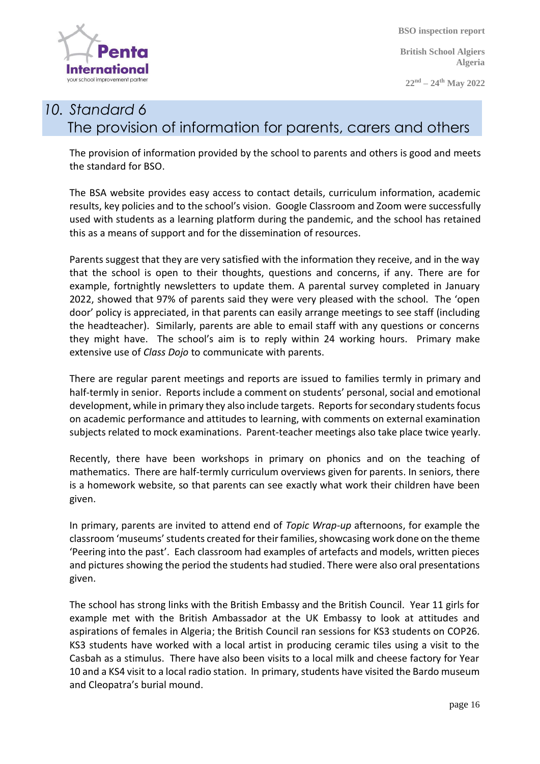## *10. Standard 6* The provision of information for parents, carers and others

The provision of information provided by the school to parents and others is good and meets the standard for BSO.

The BSA website provides easy access to contact details, curriculum information, academic results, key policies and to the school's vision. Google Classroom and Zoom were successfully used with students as a learning platform during the pandemic, and the school has retained this as a means of support and for the dissemination of resources.

Parents suggest that they are very satisfied with the information they receive, and in the way that the school is open to their thoughts, questions and concerns, if any. There are for example, fortnightly newsletters to update them. A parental survey completed in January 2022, showed that 97% of parents said they were very pleased with the school. The 'open door' policy is appreciated, in that parents can easily arrange meetings to see staff (including the headteacher). Similarly, parents are able to email staff with any questions or concerns they might have. The school's aim is to reply within 24 working hours. Primary make extensive use of *Class Dojo* to communicate with parents.

There are regular parent meetings and reports are issued to families termly in primary and half-termly in senior. Reports include a comment on students' personal, social and emotional development, while in primary they also include targets. Reports for secondary students focus on academic performance and attitudes to learning, with comments on external examination subjects related to mock examinations. Parent-teacher meetings also take place twice yearly.

Recently, there have been workshops in primary on phonics and on the teaching of mathematics. There are half-termly curriculum overviews given for parents. In seniors, there is a homework website, so that parents can see exactly what work their children have been given.

In primary, parents are invited to attend end of *Topic Wrap-up* afternoons, for example the classroom 'museums' students created for their families, showcasing work done on the theme 'Peering into the past'. Each classroom had examples of artefacts and models, written pieces and pictures showing the period the students had studied. There were also oral presentations given.

The school has strong links with the British Embassy and the British Council. Year 11 girls for example met with the British Ambassador at the UK Embassy to look at attitudes and aspirations of females in Algeria; the British Council ran sessions for KS3 students on COP26. KS3 students have worked with a local artist in producing ceramic tiles using a visit to the Casbah as a stimulus. There have also been visits to a local milk and cheese factory for Year 10 and a KS4 visit to a local radio station. In primary, students have visited the Bardo museum and Cleopatra's burial mound.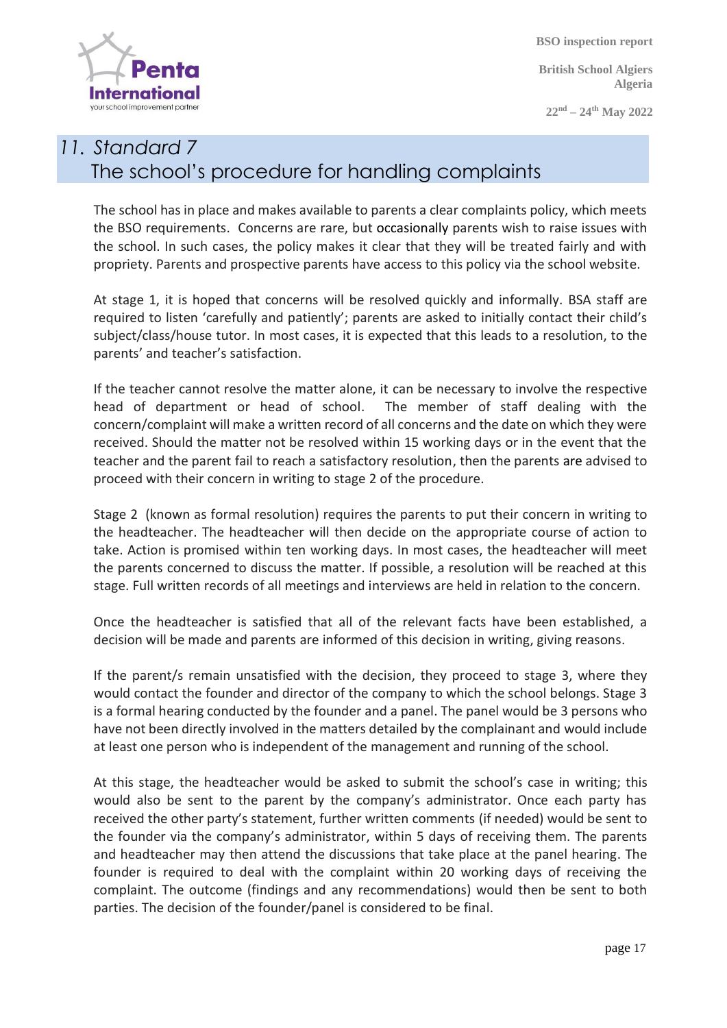## 11. Standard 7
## The school's procedure for handling complaints

The school has in place and makes available to parents a clear complaints policy, which meets the BSO requirements. Concerns are rare, but occasionally parents wish to raise issues with the school. In such cases, the policy makes it clear that they will be treated fairly and with propriety. Parents and prospective parents have access to this policy via the school website.

At stage 1, it is hoped that concerns will be resolved quickly and informally. BSA staff are required to listen 'carefully and patiently'; parents are asked to initially contact their child's subject/class/house tutor. In most cases, it is expected that this leads to a resolution, to the parents' and teacher's satisfaction.

If the teacher cannot resolve the matter alone, it can be necessary to involve the respective head of department or head of school. The member of staff dealing with the concern/complaint will make a written record of all concerns and the date on which they were received. Should the matter not be resolved within 15 working days or in the event that the teacher and the parent fail to reach a satisfactory resolution, then the parents are advised to proceed with their concern in writing to stage 2 of the procedure.

Stage 2 (known as formal resolution) requires the parents to put their concern in writing to the headteacher. The headteacher will then decide on the appropriate course of action to take. Action is promised within ten working days. In most cases, the headteacher will meet the parents concerned to discuss the matter. If possible, a resolution will be reached at this stage. Full written records of all meetings and interviews are held in relation to the concern.

Once the headteacher is satisfied that all of the relevant facts have been established, a decision will be made and parents are informed of this decision in writing, giving reasons.

If the parent/s remain unsatisfied with the decision, they proceed to stage 3, where they would contact the founder and director of the company to which the school belongs. Stage 3 is a formal hearing conducted by the founder and a panel. The panel would be 3 persons who have not been directly involved in the matters detailed by the complainant and would include at least one person who is independent of the management and running of the school.

At this stage, the headteacher would be asked to submit the school's case in writing; this would also be sent to the parent by the company's administrator. Once each party has received the other party's statement, further written comments (if needed) would be sent to the founder via the company's administrator, within 5 days of receiving them. The parents and headteacher may then attend the discussions that take place at the panel hearing. The founder is required to deal with the complaint within 20 working days of receiving the complaint. The outcome (findings and any recommendations) would then be sent to both parties. The decision of the founder/panel is considered to be final.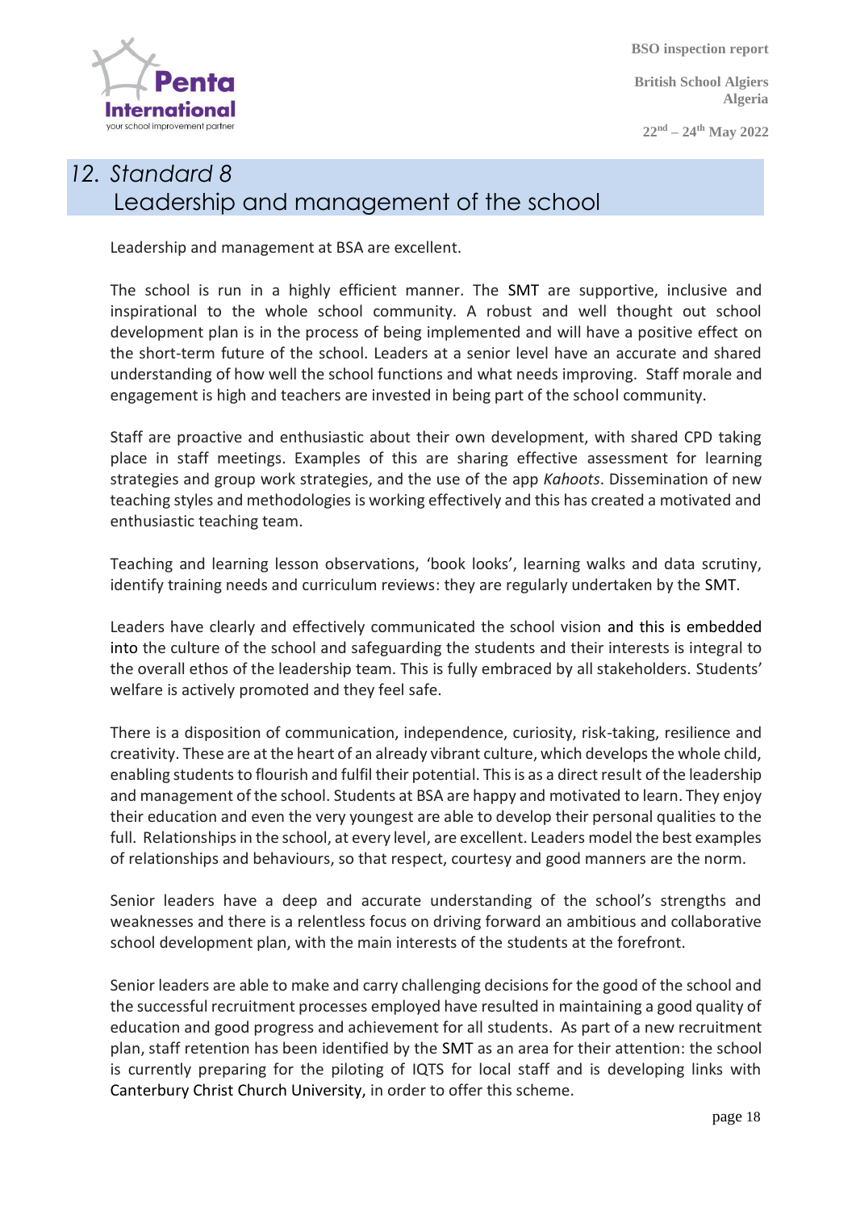## 12. Standard 8 Leadership and management of the school

Leadership and management at BSA are excellent.

The school is run in a highly efficient manner. The SMT are supportive, inclusive and inspirational to the whole school community. A robust and well thought out school development plan is in the process of being implemented and will have a positive effect on the short-term future of the school. Leaders at a senior level have an accurate and shared understanding of how well the school functions and what needs improving. Staff morale and engagement is high and teachers are invested in being part of the school community.

Staff are proactive and enthusiastic about their own development, with shared CPD taking place in staff meetings. Examples of this are sharing effective assessment for learning strategies and group work strategies, and the use of the app *Kahoots*. Dissemination of new teaching styles and methodologies is working effectively and this has created a motivated and enthusiastic teaching team.

Teaching and learning lesson observations, 'book looks', learning walks and data scrutiny, identify training needs and curriculum reviews: they are regularly undertaken by the SMT.

Leaders have clearly and effectively communicated the school vision and this is embedded into the culture of the school and safeguarding the students and their interests is integral to the overall ethos of the leadership team. This is fully embraced by all stakeholders. Students' welfare is actively promoted and they feel safe.

There is a disposition of communication, independence, curiosity, risk-taking, resilience and creativity. These are at the heart of an already vibrant culture, which develops the whole child, enabling students to flourish and fulfil their potential. This is as a direct result of the leadership and management of the school. Students at BSA are happy and motivated to learn. They enjoy their education and even the very youngest are able to develop their personal qualities to the full. Relationships in the school, at every level, are excellent. Leaders model the best examples of relationships and behaviours, so that respect, courtesy and good manners are the norm.

Senior leaders have a deep and accurate understanding of the school's strengths and weaknesses and there is a relentless focus on driving forward an ambitious and collaborative school development plan, with the main interests of the students at the forefront.

Senior leaders are able to make and carry challenging decisions for the good of the school and the successful recruitment processes employed have resulted in maintaining a good quality of education and good progress and achievement for all students. As part of a new recruitment plan, staff retention has been identified by the SMT as an area for their attention: the school is currently preparing for the piloting of IQTS for local staff and is developing links with Canterbury Christ Church University, in order to offer this scheme.